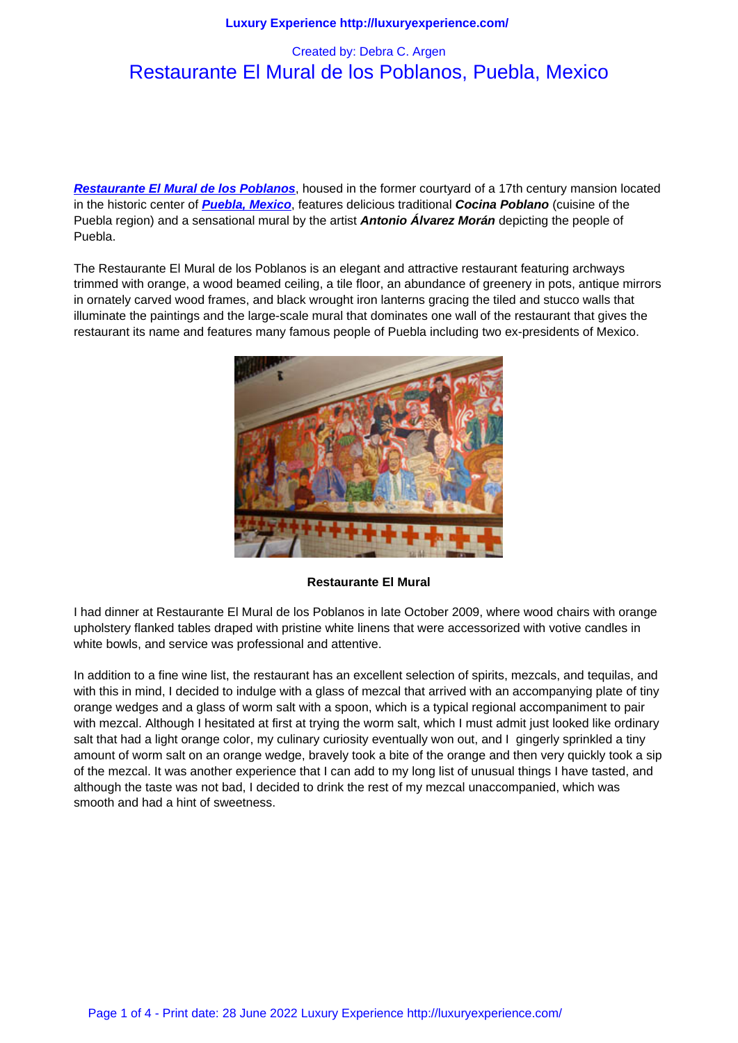Created by: Debra C. Argen

# Restaurante El Mural de los Poblanos, Puebla, Mexico

***Restaurante El Mural de los Poblanos***, housed in the former courtyard of a 17th century mansion located in the historic center of ***Puebla, Mexico***, features delicious traditional ***Cocina Poblano*** (cuisine of the Puebla region) and a sensational mural by the artist ***Antonio Álvarez Morán*** depicting the people of Puebla.

The Restaurante El Mural de los Poblanos is an elegant and attractive restaurant featuring archways trimmed with orange, a wood beamed ceiling, a tile floor, an abundance of greenery in pots, antique mirrors in ornately carved wood frames, and black wrought iron lanterns gracing the tiled and stucco walls that illuminate the paintings and the large-scale mural that dominates one wall of the restaurant that gives the restaurant its name and features many famous people of Puebla including two ex-presidents of Mexico.

**Restaurante El Mural**

I had dinner at Restaurante El Mural de los Poblanos in late October 2009, where wood chairs with orange upholstery flanked tables draped with pristine white linens that were accessorized with votive candles in white bowls, and service was professional and attentive.

In addition to a fine wine list, the restaurant has an excellent selection of spirits, mezcals, and tequilas, and with this in mind, I decided to indulge with a glass of mezcal that arrived with an accompanying plate of tiny orange wedges and a glass of worm salt with a spoon, which is a typical regional accompaniment to pair with mezcal. Although I hesitated at first at trying the worm salt, which I must admit just looked like ordinary salt that had a light orange color, my culinary curiosity eventually won out, and I gingerly sprinkled a tiny amount of worm salt on an orange wedge, bravely took a bite of the orange and then very quickly took a sip of the mezcal. It was another experience that I can add to my long list of unusual things I have tasted, and although the taste was not bad, I decided to drink the rest of my mezcal unaccompanied, which was smooth and had a hint of sweetness.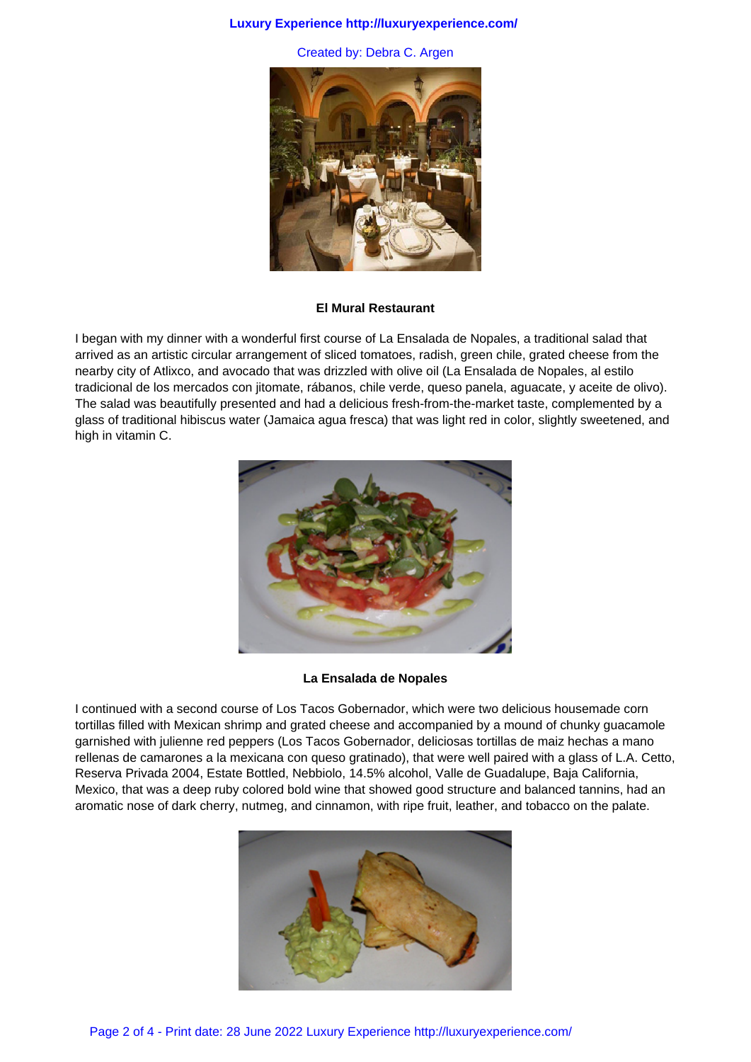**El Mural Restaurant**

I began with my dinner with a wonderful first course of La Ensalada de Nopales, a traditional salad that arrived as an artistic circular arrangement of sliced tomatoes, radish, green chile, grated cheese from the nearby city of Atlixco, and avocado that was drizzled with olive oil (La Ensalada de Nopales, al estilo tradicional de los mercados con jitomate, rábanos, chile verde, queso panela, aguacate, y aceite de olivo). The salad was beautifully presented and had a delicious fresh-from-the-market taste, complemented by a glass of traditional hibiscus water (Jamaica agua fresca) that was light red in color, slightly sweetened, and high in vitamin C.

**La Ensalada de Nopales**

I continued with a second course of Los Tacos Gobernador, which were two delicious housemade corn tortillas filled with Mexican shrimp and grated cheese and accompanied by a mound of chunky guacamole garnished with julienne red peppers (Los Tacos Gobernador, deliciosas tortillas de maiz hechas a mano rellenas de camarones a la mexicana con queso gratinado), that were well paired with a glass of L.A. Cetto, Reserva Privada 2004, Estate Bottled, Nebbiolo, 14.5% alcohol, Valle de Guadalupe, Baja California, Mexico, that was a deep ruby colored bold wine that showed good structure and balanced tannins, had an aromatic nose of dark cherry, nutmeg, and cinnamon, with ripe fruit, leather, and tobacco on the palate.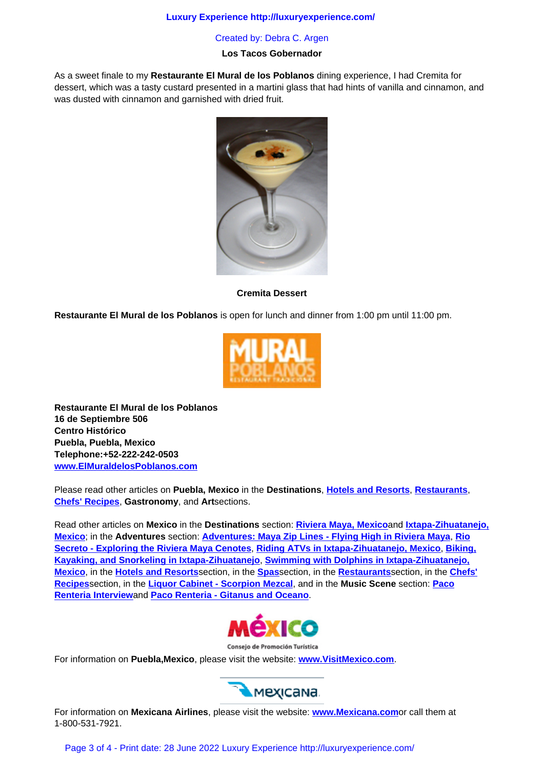**Los Tacos Gobernador**

As a sweet finale to my **Restaurante El Mural de los Poblanos** dining experience, I had Cremita for dessert, which was a tasty custard presented in a martini glass that had hints of vanilla and cinnamon, and was dusted with cinnamon and garnished with dried fruit.

**Cremita Dessert**

**Restaurante El Mural de los Poblanos** is open for lunch and dinner from 1:00 pm until 11:00 pm.

**Restaurante El Mural de los Poblanos**
**16 de Septiembre 506**
**Centro Histórico**
**Puebla, Puebla, Mexico**
**Telephone:+52-222-242-0503**
**www.ElMuraldelosPoblanos.com**

Please read other articles on **Puebla, Mexico** in the **Destinations**, **Hotels and Resorts**, **Restaurants**, **Chefs' Recipes**, **Gastronomy**, and **Art**sections.

Read other articles on **Mexico** in the **Destinations** section: **Riviera Maya, Mexico**and **Ixtapa-Zihuatanejo, Mexico**; in the **Adventures** section: **Adventures: Maya Zip Lines - Flying High in Riviera Maya**, **Rio Secreto - Exploring the Riviera Maya Cenotes**, **Riding ATVs in Ixtapa-Zihuatanejo, Mexico**, **Biking, Kayaking, and Snorkeling in Ixtapa-Zihuatanejo**, **Swimming with Dolphins in Ixtapa-Zihuatanejo, Mexico**, in the **Hotels and Resorts**section, in the **Spas**section, in the **Restaurants**section, in the **Chefs' Recipes**section, in the **Liquor Cabinet - Scorpion Mezcal**, and in the **Music Scene** section: **Paco Renteria Interview**and **Paco Renteria - Gitanus and Oceano**.

For information on **Puebla,Mexico**, please visit the website: **www.VisitMexico.com**.

For information on **Mexicana Airlines**, please visit the website: **www.Mexicana.com**or call them at 1-800-531-7921.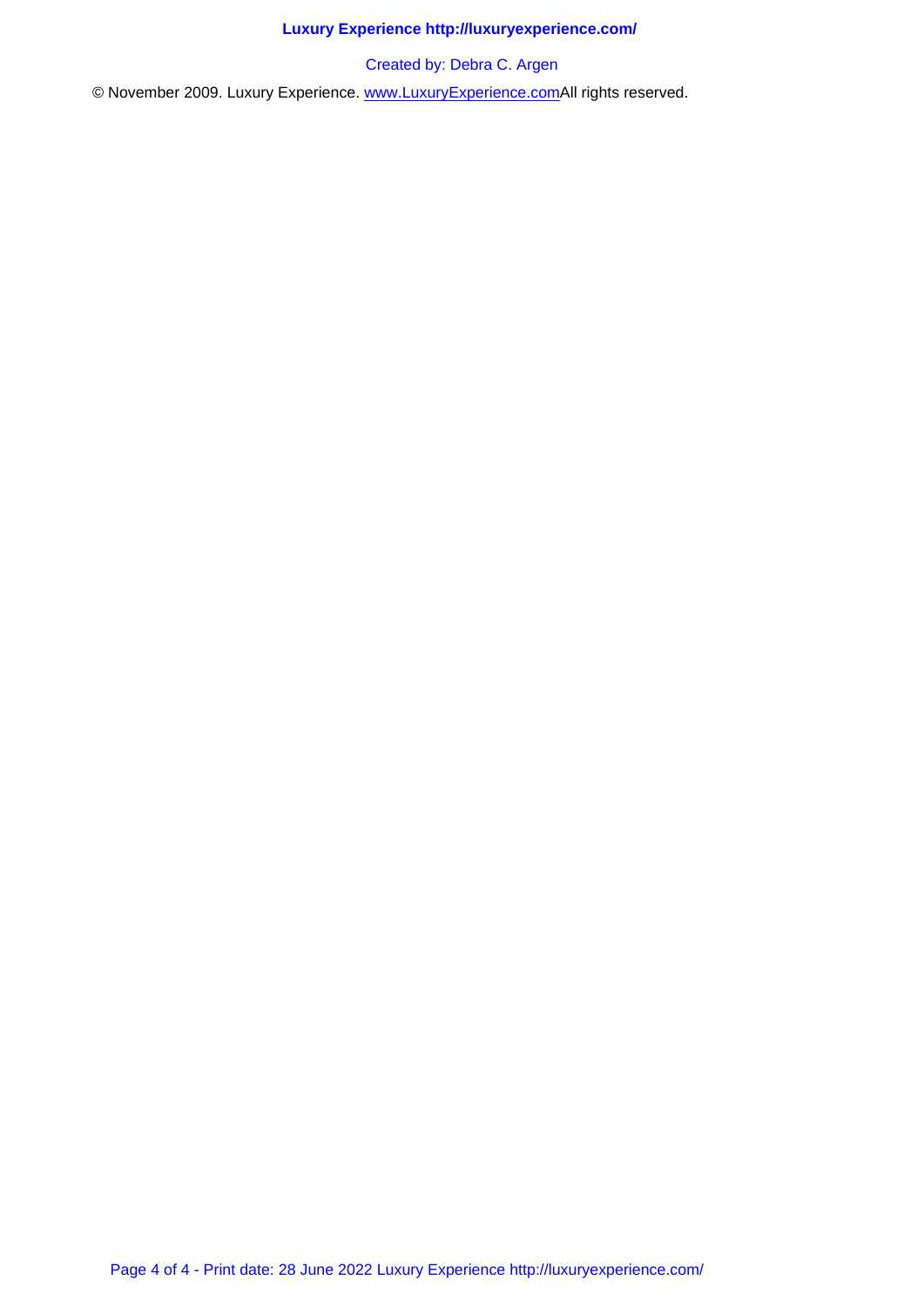Created by: Debra C. Argen

© November 2009. Luxury Experience. www.LuxuryExperience.comAll rights reserved.